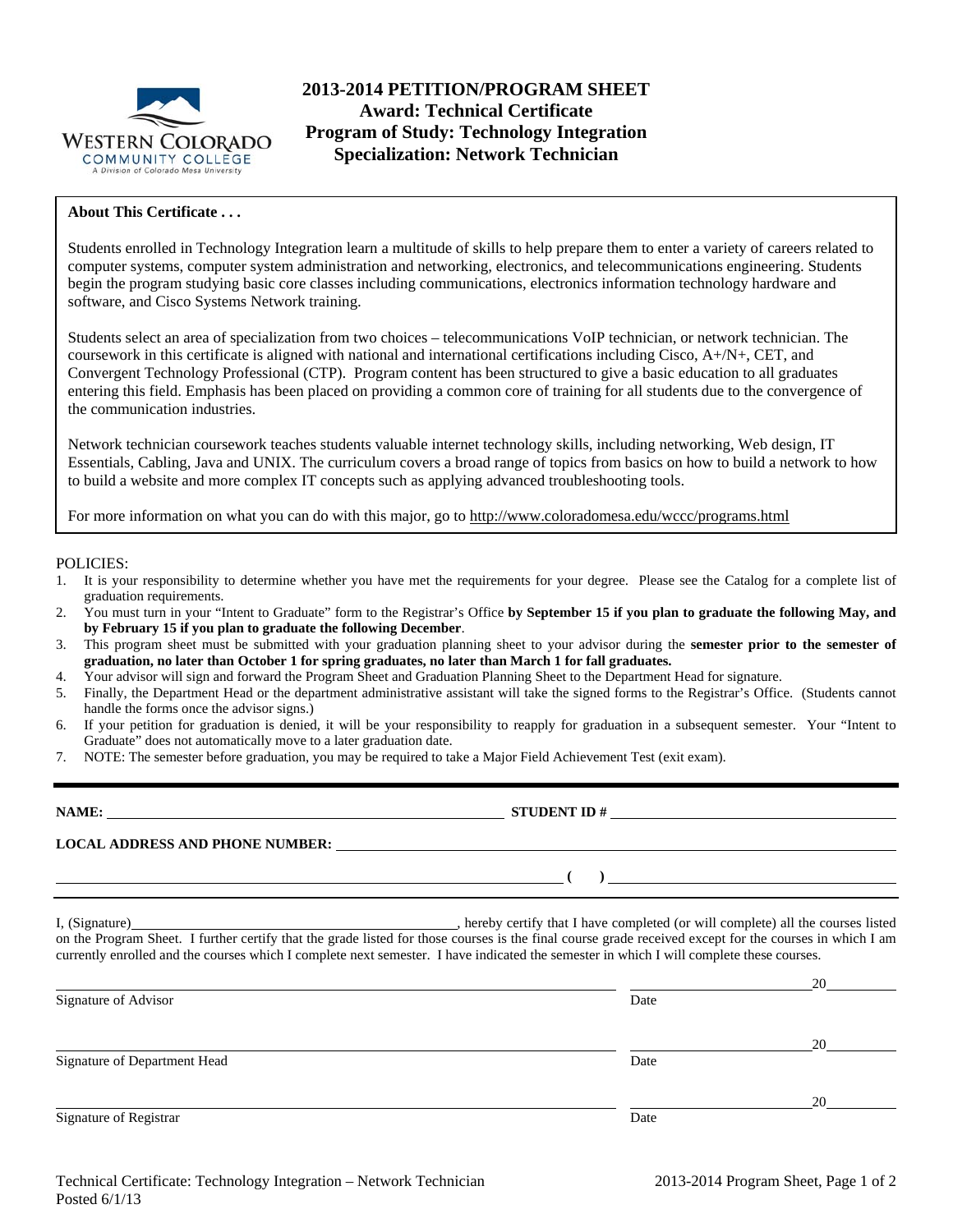# 2013-2014 PETITION/PROGRAM SHEET
## Award: Technical Certificate
## Program of Study: Technology Integration
## Specialization: Network Technician

**About This Certificate . . .**

Students enrolled in Technology Integration learn a multitude of skills to help prepare them to enter a variety of careers related to computer systems, computer system administration and networking, electronics, and telecommunications engineering. Students begin the program studying basic core classes including communications, electronics information technology hardware and software, and Cisco Systems Network training.

Students select an area of specialization from two choices – telecommunications VoIP technician, or network technician. The coursework in this certificate is aligned with national and international certifications including Cisco, A+/N+, CET, and Convergent Technology Professional (CTP). Program content has been structured to give a basic education to all graduates entering this field. Emphasis has been placed on providing a common core of training for all students due to the convergence of the communication industries.

Network technician coursework teaches students valuable internet technology skills, including networking, Web design, IT Essentials, Cabling, Java and UNIX. The curriculum covers a broad range of topics from basics on how to build a network to how to build a website and more complex IT concepts such as applying advanced troubleshooting tools.

For more information on what you can do with this major, go to http://www.coloradomesa.edu/wccc/programs.html

POLICIES:

1. It is your responsibility to determine whether you have met the requirements for your degree. Please see the Catalog for a complete list of graduation requirements.
2. You must turn in your "Intent to Graduate" form to the Registrar's Office **by September 15 if you plan to graduate the following May, and by February 15 if you plan to graduate the following December**.
3. This program sheet must be submitted with your graduation planning sheet to your advisor during the **semester prior to the semester of graduation, no later than October 1 for spring graduates, no later than March 1 for fall graduates.**
4. Your advisor will sign and forward the Program Sheet and Graduation Planning Sheet to the Department Head for signature.
5. Finally, the Department Head or the department administrative assistant will take the signed forms to the Registrar's Office. (Students cannot handle the forms once the advisor signs.)
6. If your petition for graduation is denied, it will be your responsibility to reapply for graduation in a subsequent semester. Your "Intent to Graduate" does not automatically move to a later graduation date.
7. NOTE: The semester before graduation, you may be required to take a Major Field Achievement Test (exit exam).

---

**NAME:** ______________________________ **STUDENT ID #** ______________________________

**LOCAL ADDRESS AND PHONE NUMBER:** ______________________________

______________________________ **( )** ______________________________

I, (Signature)______________________________, hereby certify that I have completed (or will complete) all the courses listed on the Program Sheet. I further certify that the grade listed for those courses is the final course grade received except for the courses in which I am currently enrolled and the courses which I complete next semester. I have indicated the semester in which I will complete these courses.

______________________________ ______________ 20______
Signature of Advisor Date

______________________________ ______________ 20______
Signature of Department Head Date

______________________________ ______________ 20______
Signature of Registrar Date

Technical Certificate: Technology Integration – Network Technician
Posted 6/1/13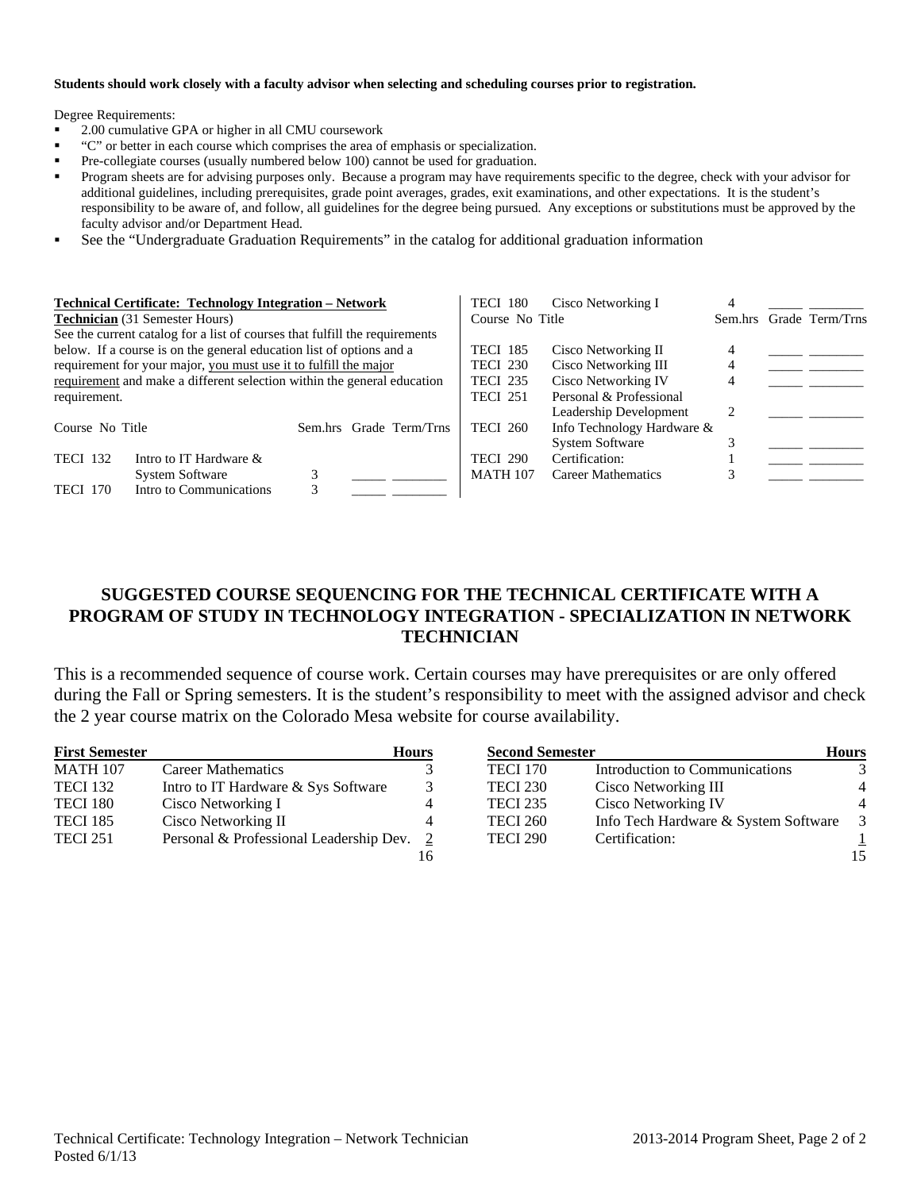**Students should work closely with a faculty advisor when selecting and scheduling courses prior to registration.**

Degree Requirements:

- 2.00 cumulative GPA or higher in all CMU coursework
- "C" or better in each course which comprises the area of emphasis or specialization.
- Pre-collegiate courses (usually numbered below 100) cannot be used for graduation.
- Program sheets are for advising purposes only. Because a program may have requirements specific to the degree, check with your advisor for additional guidelines, including prerequisites, grade point averages, grades, exit examinations, and other expectations. It is the student's responsibility to be aware of, and follow, all guidelines for the degree being pursued. Any exceptions or substitutions must be approved by the faculty advisor and/or Department Head.
- See the "Undergraduate Graduation Requirements" in the catalog for additional graduation information

**Technical Certificate: Technology Integration – Network Technician** (31 Semester Hours)

See the current catalog for a list of courses that fulfill the requirements below. If a course is on the general education list of options and a requirement for your major, you must use it to fulfill the major requirement and make a different selection within the general education requirement.

| Course No | Title | Sem.hrs | Grade | Term/Trns |
|---|---|---|---|---|
| TECI 132 | Intro to IT Hardware & System Software | 3 | _____ | ________ |
| TECI 170 | Intro to Communications | 3 | _____ | ________ |
| TECI 180 | Cisco Networking I | 4 | _____ | ________ |
| TECI 185 | Cisco Networking II | 4 | _____ | ________ |
| TECI 230 | Cisco Networking III | 4 | _____ | ________ |
| TECI 235 | Cisco Networking IV | 4 | _____ | ________ |
| TECI 251 | Personal & Professional Leadership Development | 2 | _____ | ________ |
| TECI 260 | Info Technology Hardware & System Software | 3 | _____ | ________ |
| TECI 290 | Certification: | 1 | _____ | ________ |
| MATH 107 | Career Mathematics | 3 | _____ | ________ |

## SUGGESTED COURSE SEQUENCING FOR THE TECHNICAL CERTIFICATE WITH A PROGRAM OF STUDY IN TECHNOLOGY INTEGRATION - SPECIALIZATION IN NETWORK TECHNICIAN

This is a recommended sequence of course work. Certain courses may have prerequisites or are only offered during the Fall or Spring semesters. It is the student's responsibility to meet with the assigned advisor and check the 2 year course matrix on the Colorado Mesa website for course availability.

| First Semester | | Hours |
|---|---|---|
| MATH 107 | Career Mathematics | 3 |
| TECI 132 | Intro to IT Hardware & Sys Software | 3 |
| TECI 180 | Cisco Networking I | 4 |
| TECI 185 | Cisco Networking II | 4 |
| TECI 251 | Personal & Professional Leadership Dev. | 2 |
| | | 16 |

| Second Semester | | Hours |
|---|---|---|
| TECI 170 | Introduction to Communications | 3 |
| TECI 230 | Cisco Networking III | 4 |
| TECI 235 | Cisco Networking IV | 4 |
| TECI 260 | Info Tech Hardware & System Software | 3 |
| TECI 290 | Certification: | 1 |
| | | 15 |

Technical Certificate: Technology Integration – Network Technician
Posted 6/1/13